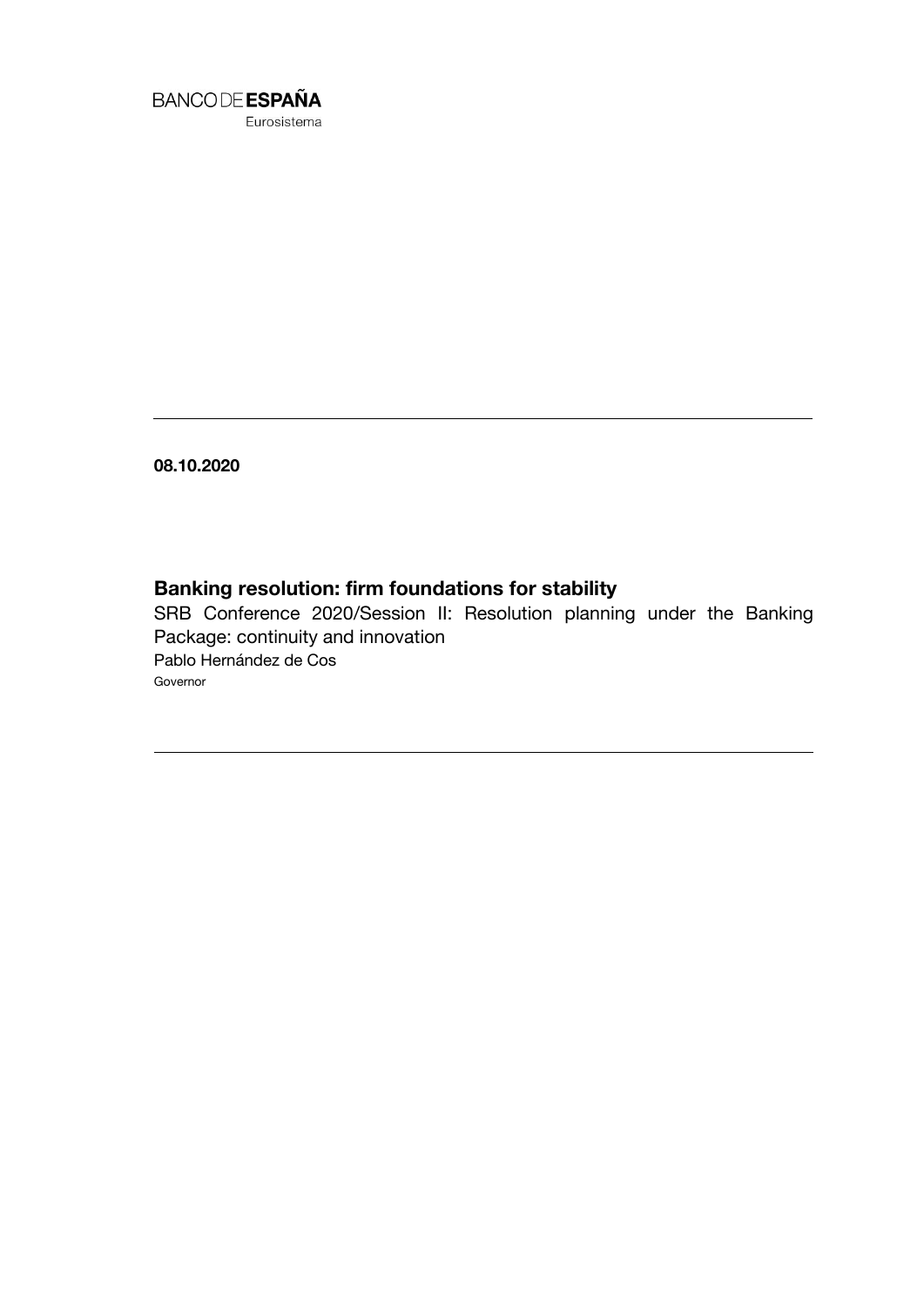BANCO DE **ESPAÑA**
Eurosistema

**08.10.2020**

## Banking resolution: firm foundations for stability

SRB Conference 2020/Session II: Resolution planning under the Banking Package: continuity and innovation

Pablo Hernández de Cos

Governor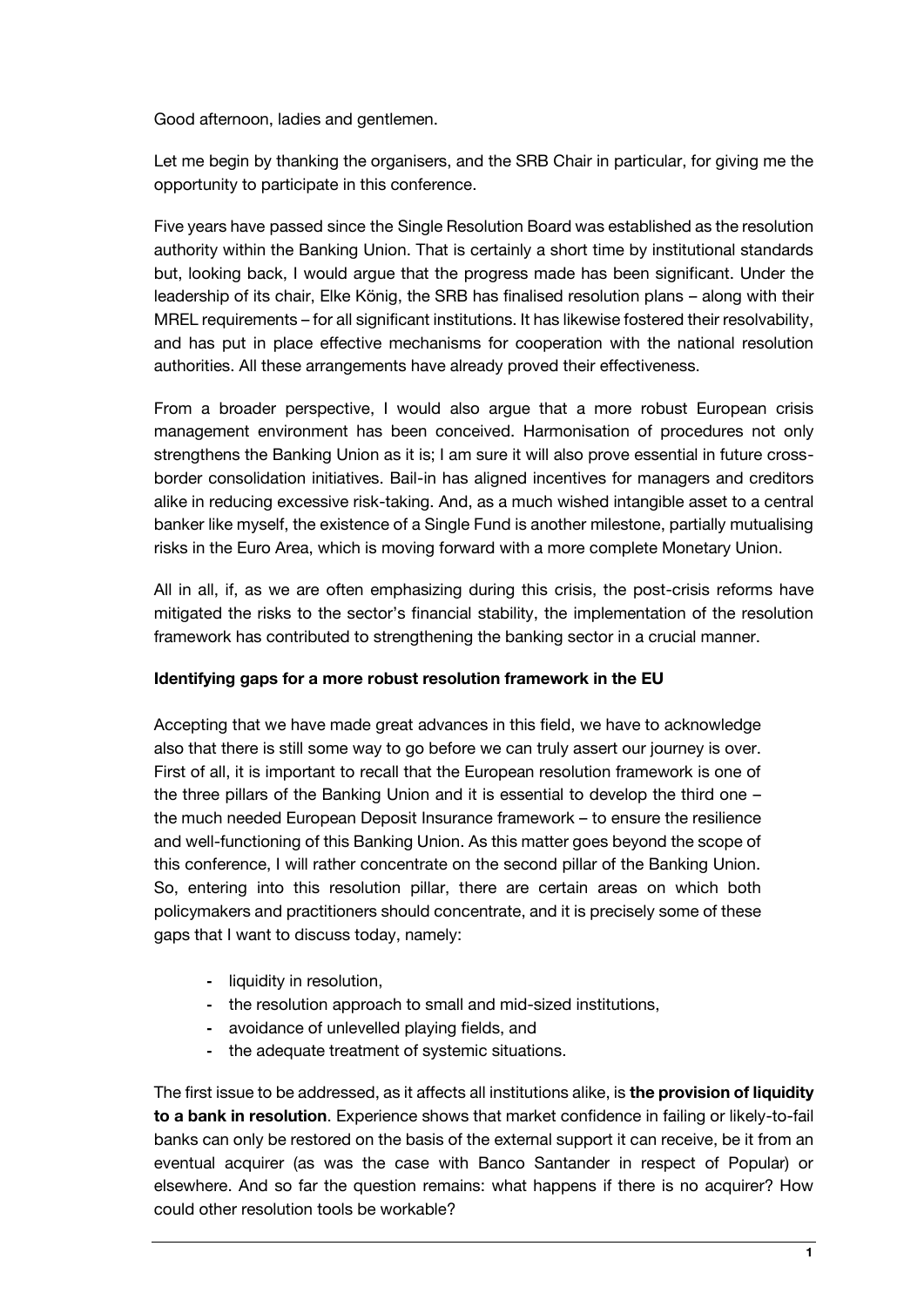Good afternoon, ladies and gentlemen.

Let me begin by thanking the organisers, and the SRB Chair in particular, for giving me the opportunity to participate in this conference.

Five years have passed since the Single Resolution Board was established as the resolution authority within the Banking Union. That is certainly a short time by institutional standards but, looking back, I would argue that the progress made has been significant. Under the leadership of its chair, Elke König, the SRB has finalised resolution plans – along with their MREL requirements – for all significant institutions. It has likewise fostered their resolvability, and has put in place effective mechanisms for cooperation with the national resolution authorities. All these arrangements have already proved their effectiveness.

From a broader perspective, I would also argue that a more robust European crisis management environment has been conceived. Harmonisation of procedures not only strengthens the Banking Union as it is; I am sure it will also prove essential in future cross-border consolidation initiatives. Bail-in has aligned incentives for managers and creditors alike in reducing excessive risk-taking. And, as a much wished intangible asset to a central banker like myself, the existence of a Single Fund is another milestone, partially mutualising risks in the Euro Area, which is moving forward with a more complete Monetary Union.

All in all, if, as we are often emphasizing during this crisis, the post-crisis reforms have mitigated the risks to the sector's financial stability, the implementation of the resolution framework has contributed to strengthening the banking sector in a crucial manner.

**Identifying gaps for a more robust resolution framework in the EU**

Accepting that we have made great advances in this field, we have to acknowledge also that there is still some way to go before we can truly assert our journey is over. First of all, it is important to recall that the European resolution framework is one of the three pillars of the Banking Union and it is essential to develop the third one – the much needed European Deposit Insurance framework – to ensure the resilience and well-functioning of this Banking Union. As this matter goes beyond the scope of this conference, I will rather concentrate on the second pillar of the Banking Union. So, entering into this resolution pillar, there are certain areas on which both policymakers and practitioners should concentrate, and it is precisely some of these gaps that I want to discuss today, namely:

- liquidity in resolution,
- the resolution approach to small and mid-sized institutions,
- avoidance of unlevelled playing fields, and
- the adequate treatment of systemic situations.

The first issue to be addressed, as it affects all institutions alike, is **the provision of liquidity to a bank in resolution**. Experience shows that market confidence in failing or likely-to-fail banks can only be restored on the basis of the external support it can receive, be it from an eventual acquirer (as was the case with Banco Santander in respect of Popular) or elsewhere. And so far the question remains: what happens if there is no acquirer? How could other resolution tools be workable?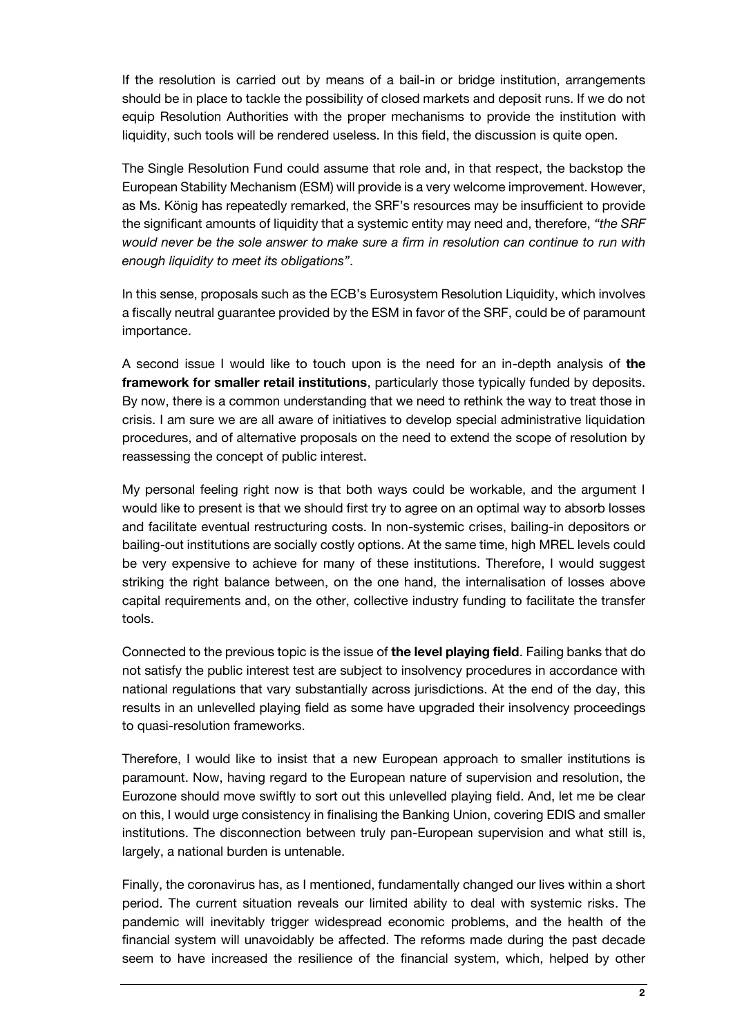If the resolution is carried out by means of a bail-in or bridge institution, arrangements should be in place to tackle the possibility of closed markets and deposit runs. If we do not equip Resolution Authorities with the proper mechanisms to provide the institution with liquidity, such tools will be rendered useless. In this field, the discussion is quite open.

The Single Resolution Fund could assume that role and, in that respect, the backstop the European Stability Mechanism (ESM) will provide is a very welcome improvement. However, as Ms. König has repeatedly remarked, the SRF's resources may be insufficient to provide the significant amounts of liquidity that a systemic entity may need and, therefore, *"the SRF would never be the sole answer to make sure a firm in resolution can continue to run with enough liquidity to meet its obligations"*.

In this sense, proposals such as the ECB's Eurosystem Resolution Liquidity, which involves a fiscally neutral guarantee provided by the ESM in favor of the SRF, could be of paramount importance.

A second issue I would like to touch upon is the need for an in-depth analysis of **the framework for smaller retail institutions**, particularly those typically funded by deposits. By now, there is a common understanding that we need to rethink the way to treat those in crisis. I am sure we are all aware of initiatives to develop special administrative liquidation procedures, and of alternative proposals on the need to extend the scope of resolution by reassessing the concept of public interest.

My personal feeling right now is that both ways could be workable, and the argument I would like to present is that we should first try to agree on an optimal way to absorb losses and facilitate eventual restructuring costs. In non-systemic crises, bailing-in depositors or bailing-out institutions are socially costly options. At the same time, high MREL levels could be very expensive to achieve for many of these institutions. Therefore, I would suggest striking the right balance between, on the one hand, the internalisation of losses above capital requirements and, on the other, collective industry funding to facilitate the transfer tools.

Connected to the previous topic is the issue of **the level playing field**. Failing banks that do not satisfy the public interest test are subject to insolvency procedures in accordance with national regulations that vary substantially across jurisdictions. At the end of the day, this results in an unlevelled playing field as some have upgraded their insolvency proceedings to quasi-resolution frameworks.

Therefore, I would like to insist that a new European approach to smaller institutions is paramount. Now, having regard to the European nature of supervision and resolution, the Eurozone should move swiftly to sort out this unlevelled playing field. And, let me be clear on this, I would urge consistency in finalising the Banking Union, covering EDIS and smaller institutions. The disconnection between truly pan-European supervision and what still is, largely, a national burden is untenable.

Finally, the coronavirus has, as I mentioned, fundamentally changed our lives within a short period. The current situation reveals our limited ability to deal with systemic risks. The pandemic will inevitably trigger widespread economic problems, and the health of the financial system will unavoidably be affected. The reforms made during the past decade seem to have increased the resilience of the financial system, which, helped by other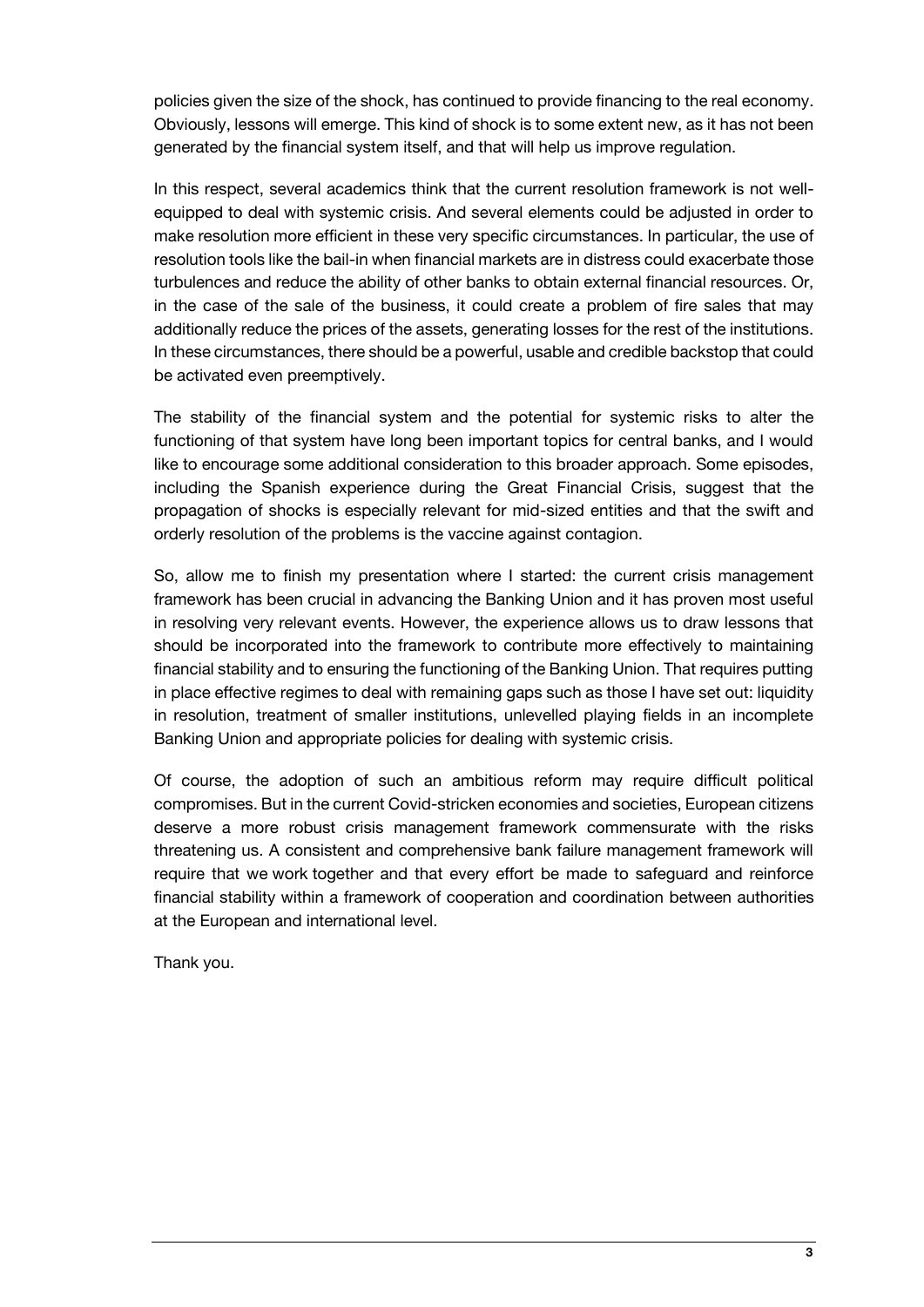policies given the size of the shock, has continued to provide financing to the real economy. Obviously, lessons will emerge. This kind of shock is to some extent new, as it has not been generated by the financial system itself, and that will help us improve regulation.

In this respect, several academics think that the current resolution framework is not well-equipped to deal with systemic crisis. And several elements could be adjusted in order to make resolution more efficient in these very specific circumstances. In particular, the use of resolution tools like the bail-in when financial markets are in distress could exacerbate those turbulences and reduce the ability of other banks to obtain external financial resources. Or, in the case of the sale of the business, it could create a problem of fire sales that may additionally reduce the prices of the assets, generating losses for the rest of the institutions. In these circumstances, there should be a powerful, usable and credible backstop that could be activated even preemptively.

The stability of the financial system and the potential for systemic risks to alter the functioning of that system have long been important topics for central banks, and I would like to encourage some additional consideration to this broader approach. Some episodes, including the Spanish experience during the Great Financial Crisis, suggest that the propagation of shocks is especially relevant for mid-sized entities and that the swift and orderly resolution of the problems is the vaccine against contagion.

So, allow me to finish my presentation where I started: the current crisis management framework has been crucial in advancing the Banking Union and it has proven most useful in resolving very relevant events. However, the experience allows us to draw lessons that should be incorporated into the framework to contribute more effectively to maintaining financial stability and to ensuring the functioning of the Banking Union. That requires putting in place effective regimes to deal with remaining gaps such as those I have set out: liquidity in resolution, treatment of smaller institutions, unlevelled playing fields in an incomplete Banking Union and appropriate policies for dealing with systemic crisis.

Of course, the adoption of such an ambitious reform may require difficult political compromises. But in the current Covid-stricken economies and societies, European citizens deserve a more robust crisis management framework commensurate with the risks threatening us. A consistent and comprehensive bank failure management framework will require that we work together and that every effort be made to safeguard and reinforce financial stability within a framework of cooperation and coordination between authorities at the European and international level.

Thank you.